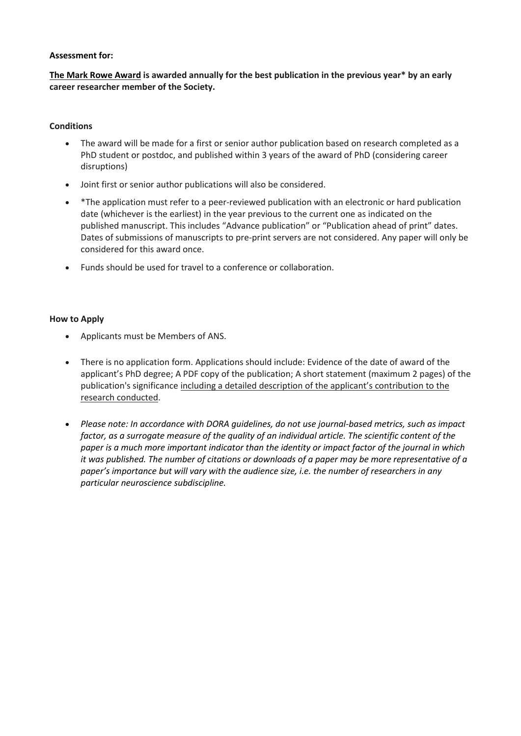**Assessment for:**

**<u>The Mark Rowe Award</u> is awarded annually for the best publication in the previous year* by an early career researcher member of the Society.**

**Conditions**

- The award will be made for a first or senior author publication based on research completed as a PhD student or postdoc, and published within 3 years of the award of PhD (considering career disruptions)
- Joint first or senior author publications will also be considered.
- *The application must refer to a peer-reviewed publication with an electronic or hard publication date (whichever is the earliest) in the year previous to the current one as indicated on the published manuscript. This includes "Advance publication" or "Publication ahead of print" dates. Dates of submissions of manuscripts to pre-print servers are not considered. Any paper will only be considered for this award once.
- Funds should be used for travel to a conference or collaboration.

**How to Apply**

- Applicants must be Members of ANS.
- There is no application form. Applications should include: Evidence of the date of award of the applicant's PhD degree; A PDF copy of the publication; A short statement (maximum 2 pages) of the publication's significance <u>including a detailed description of the applicant's contribution to the research conducted</u>.
- *Please note: In accordance with DORA guidelines, do not use journal-based metrics, such as impact factor, as a surrogate measure of the quality of an individual article. The scientific content of the paper is a much more important indicator than the identity or impact factor of the journal in which it was published. The number of citations or downloads of a paper may be more representative of a paper's importance but will vary with the audience size, i.e. the number of researchers in any particular neuroscience subdiscipline.*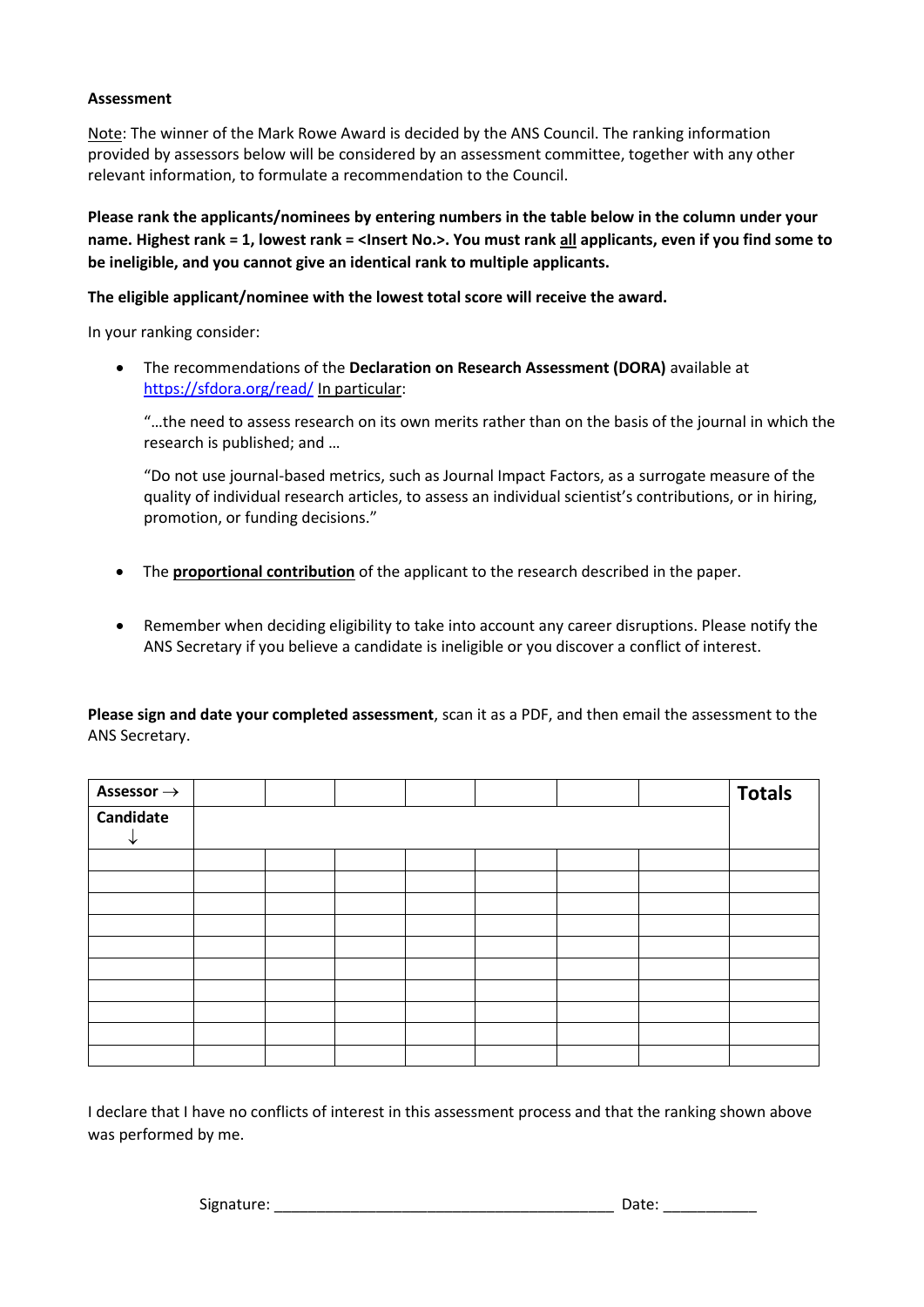**Assessment**

Note: The winner of the Mark Rowe Award is decided by the ANS Council. The ranking information provided by assessors below will be considered by an assessment committee, together with any other relevant information, to formulate a recommendation to the Council.

**Please rank the applicants/nominees by entering numbers in the table below in the column under your name. Highest rank = 1, lowest rank = <Insert No.>. You must rank all applicants, even if you find some to be ineligible, and you cannot give an identical rank to multiple applicants.**

**The eligible applicant/nominee with the lowest total score will receive the award.**

In your ranking consider:

- The recommendations of the **Declaration on Research Assessment (DORA)** available at https://sfdora.org/read/ In particular:

  "…the need to assess research on its own merits rather than on the basis of the journal in which the research is published; and …

  "Do not use journal-based metrics, such as Journal Impact Factors, as a surrogate measure of the quality of individual research articles, to assess an individual scientist's contributions, or in hiring, promotion, or funding decisions."

- The **proportional contribution** of the applicant to the research described in the paper.

- Remember when deciding eligibility to take into account any career disruptions. Please notify the ANS Secretary if you believe a candidate is ineligible or you discover a conflict of interest.

**Please sign and date your completed assessment**, scan it as a PDF, and then email the assessment to the ANS Secretary.

| Assessor → | | | | | | | | **Totals** |
|---|---|---|---|---|---|---|---|---|
| **Candidate ↓** | | | | | | | | |
| | | | | | | | | |
| | | | | | | | | |
| | | | | | | | | |
| | | | | | | | | |
| | | | | | | | | |
| | | | | | | | | |
| | | | | | | | | |
| | | | | | | | | |
| | | | | | | | | |
| | | | | | | | | |

I declare that I have no conflicts of interest in this assessment process and that the ranking shown above was performed by me.

Signature: ________________________________________ Date: ___________